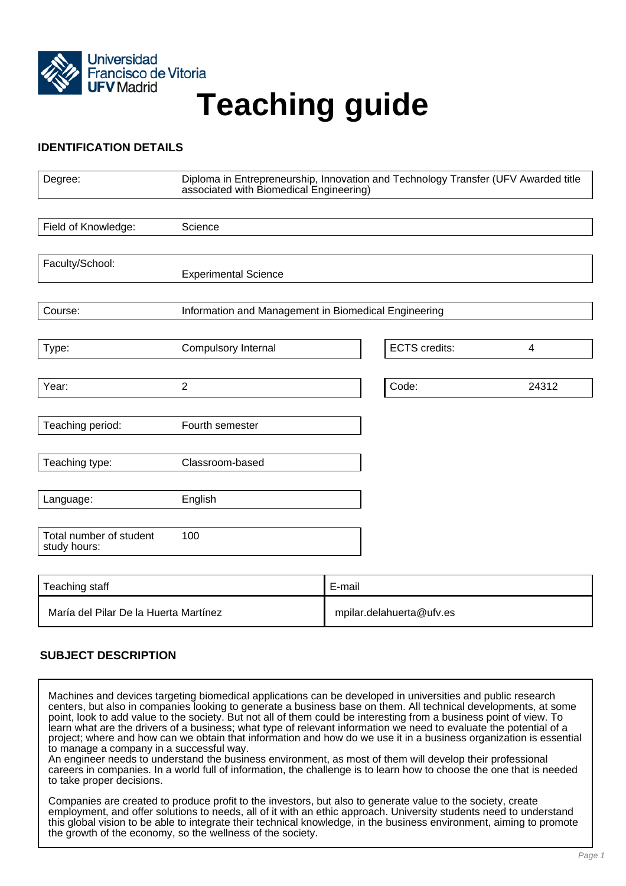Universidad Francisco de Vitoria
UFV Madrid

# Teaching guide

## IDENTIFICATION DETAILS

| | |
|---|---|
| Degree: | Diploma in Entrepreneurship, Innovation and Technology Transfer (UFV Awarded title associated with Biomedical Engineering) |
| Field of Knowledge: | Science |
| Faculty/School: | Experimental Science |
| Course: | Information and Management in Biomedical Engineering |
| Type: | Compulsory Internal |
| ECTS credits: | 4 |
| Year: | 2 |
| Code: | 24312 |
| Teaching period: | Fourth semester |
| Teaching type: | Classroom-based |
| Language: | English |
| Total number of student study hours: | 100 |

| Teaching staff | E-mail |
|---|---|
| María del Pilar De la Huerta Martínez | mpilar.delahuerta@ufv.es |

## SUBJECT DESCRIPTION

Machines and devices targeting biomedical applications can be developed in universities and public research centers, but also in companies looking to generate a business base on them. All technical developments, at some point, look to add value to the society. But not all of them could be interesting from a business point of view. To learn what are the drivers of a business; what type of relevant information we need to evaluate the potential of a project; where and how can we obtain that information and how do we use it in a business organization is essential to manage a company in a successful way.
An engineer needs to understand the business environment, as most of them will develop their professional careers in companies. In a world full of information, the challenge is to learn how to choose the one that is needed to take proper decisions.

Companies are created to produce profit to the investors, but also to generate value to the society, create employment, and offer solutions to needs, all of it with an ethic approach. University students need to understand this global vision to be able to integrate their technical knowledge, in the business environment, aiming to promote the growth of the economy, so the wellness of the society.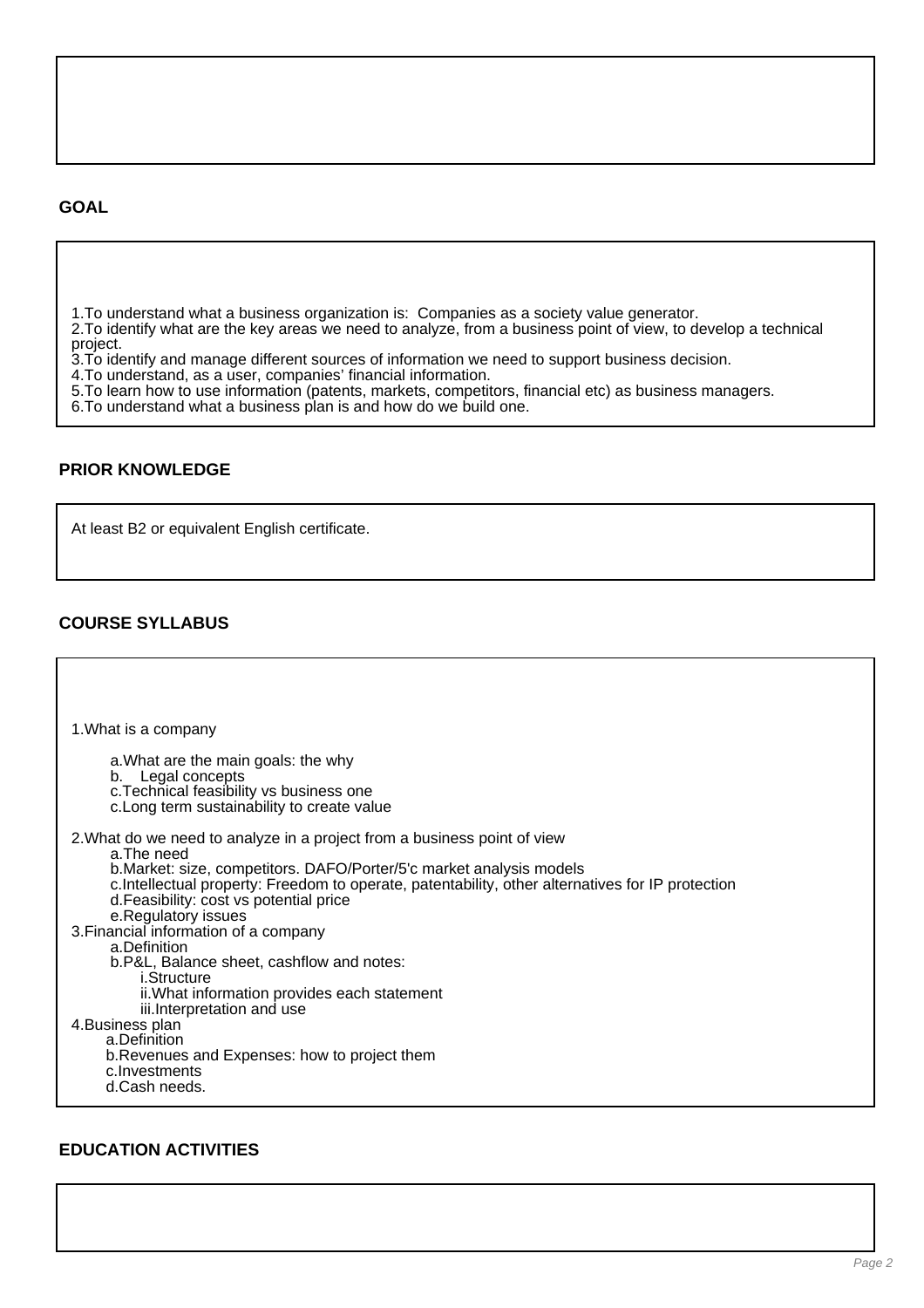## GOAL

1. To understand what a business organization is: Companies as a society value generator.
2. To identify what are the key areas we need to analyze, from a business point of view, to develop a technical project.
3. To identify and manage different sources of information we need to support business decision.
4. To understand, as a user, companies' financial information.
5. To learn how to use information (patents, markets, competitors, financial etc) as business managers.
6. To understand what a business plan is and how do we build one.

## PRIOR KNOWLEDGE

At least B2 or equivalent English certificate.

## COURSE SYLLABUS

1. What is a company
    - a. What are the main goals: the why
    - b. Legal concepts
    - c. Technical feasibility vs business one
    - c. Long term sustainability to create value
2. What do we need to analyze in a project from a business point of view
    - a. The need
    - b. Market: size, competitors. DAFO/Porter/5'c market analysis models
    - c. Intellectual property: Freedom to operate, patentability, other alternatives for IP protection
    - d. Feasibility: cost vs potential price
    - e. Regulatory issues
3. Financial information of a company
    - a. Definition
    - b. P&L, Balance sheet, cashflow and notes:
        - i. Structure
        - ii. What information provides each statement
        - iii. Interpretation and use
4. Business plan
    - a. Definition
    - b. Revenues and Expenses: how to project them
    - c. Investments
    - d. Cash needs.

## EDUCATION ACTIVITIES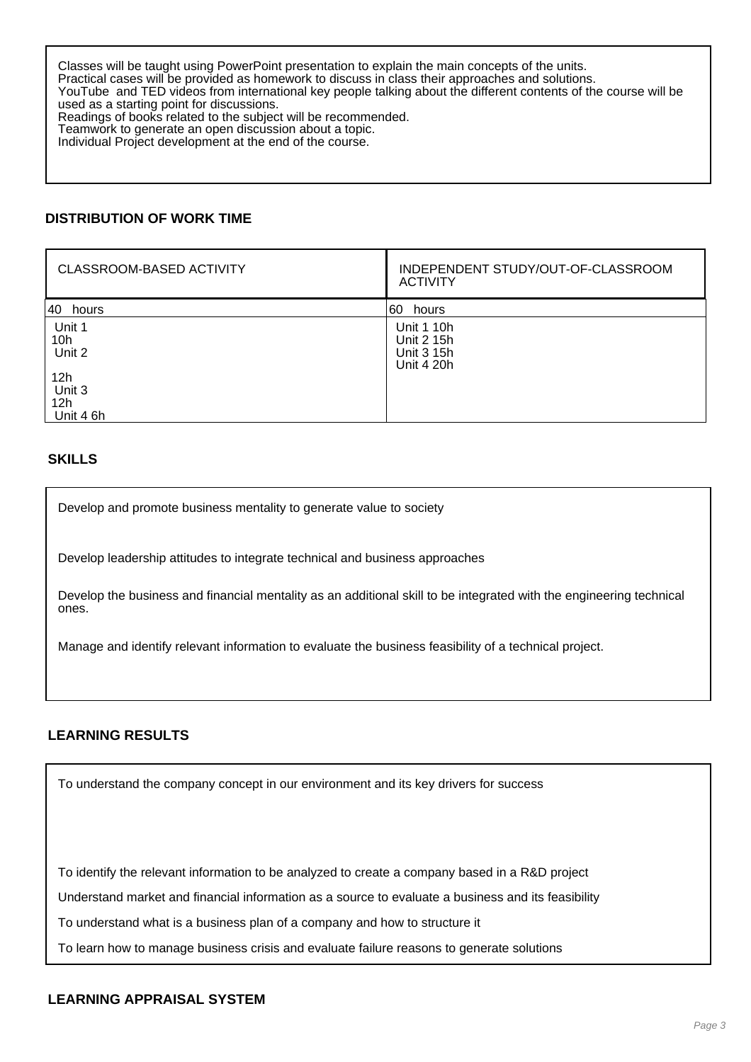Classes will be taught using PowerPoint presentation to explain the main concepts of the units.
Practical cases will be provided as homework to discuss in class their approaches and solutions.
YouTube and TED videos from international key people talking about the different contents of the course will be used as a starting point for discussions.
Readings of books related to the subject will be recommended.
Teamwork to generate an open discussion about a topic.
Individual Project development at the end of the course.

## DISTRIBUTION OF WORK TIME

| CLASSROOM-BASED ACTIVITY | INDEPENDENT STUDY/OUT-OF-CLASSROOM ACTIVITY |
|---|---|
| 40 hours | 60 hours |
| Unit 1 10h<br>Unit 2 12h<br>Unit 3 12h<br>Unit 4 6h | Unit 1 10h<br>Unit 2 15h<br>Unit 3 15h<br>Unit 4 20h |

## SKILLS

Develop and promote business mentality to generate value to society

Develop leadership attitudes to integrate technical and business approaches

Develop the business and financial mentality as an additional skill to be integrated with the engineering technical ones.

Manage and identify relevant information to evaluate the business feasibility of a technical project.

## LEARNING RESULTS

To understand the company concept in our environment and its key drivers for success

To identify the relevant information to be analyzed to create a company based in a R&D project

Understand market and financial information as a source to evaluate a business and its feasibility

To understand what is a business plan of a company and how to structure it

To learn how to manage business crisis and evaluate failure reasons to generate solutions

## LEARNING APPRAISAL SYSTEM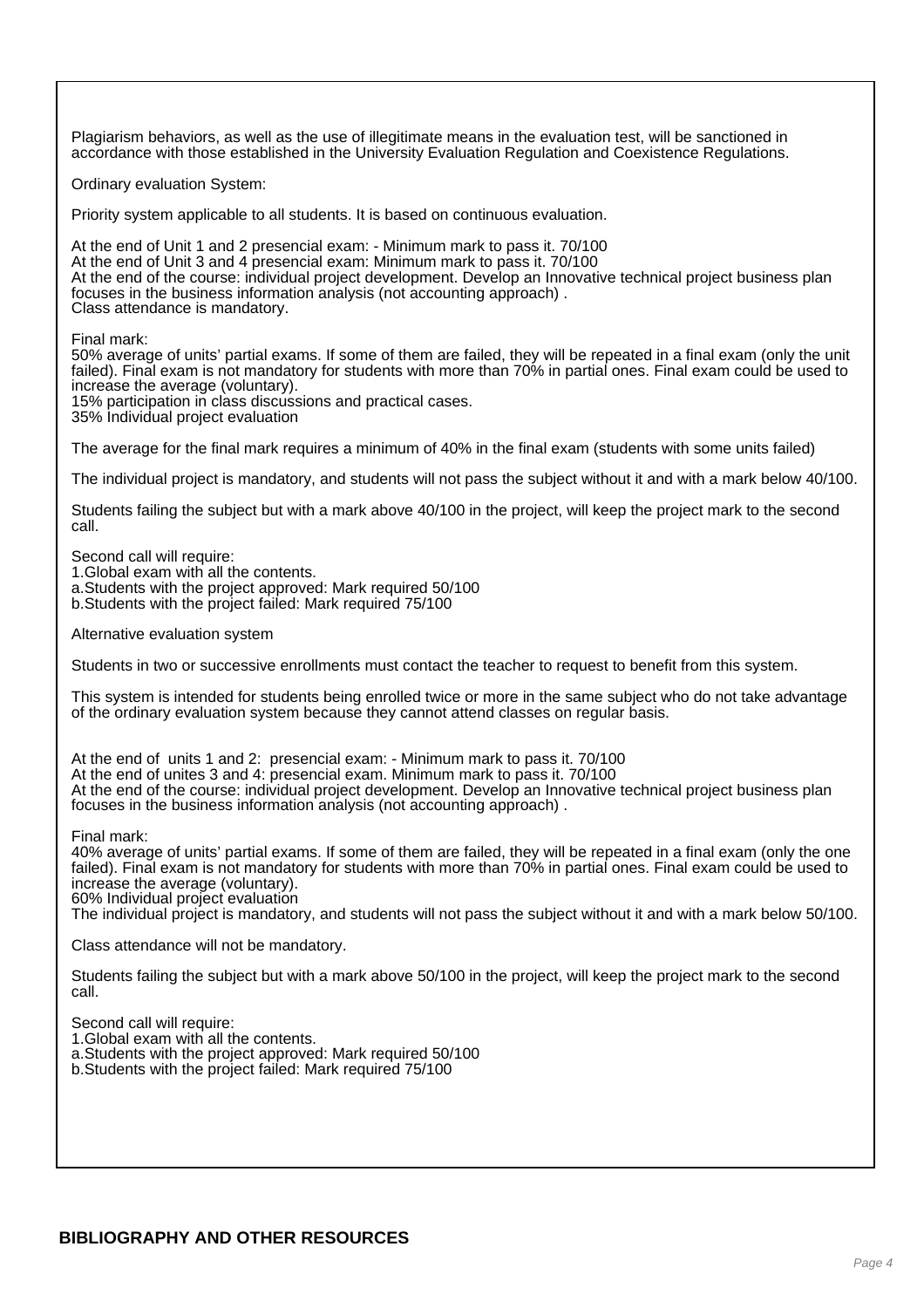Plagiarism behaviors, as well as the use of illegitimate means in the evaluation test, will be sanctioned in accordance with those established in the University Evaluation Regulation and Coexistence Regulations.

Ordinary evaluation System:

Priority system applicable to all students. It is based on continuous evaluation.

At the end of Unit 1 and 2 presencial exam: - Minimum mark to pass it. 70/100
At the end of Unit 3 and 4 presencial exam: Minimum mark to pass it. 70/100
At the end of the course: individual project development. Develop an Innovative technical project business plan focuses in the business information analysis (not accounting approach) .
Class attendance is mandatory.

Final mark:
50% average of units' partial exams. If some of them are failed, they will be repeated in a final exam (only the unit failed). Final exam is not mandatory for students with more than 70% in partial ones. Final exam could be used to increase the average (voluntary).
15% participation in class discussions and practical cases.
35% Individual project evaluation

The average for the final mark requires a minimum of 40% in the final exam (students with some units failed)

The individual project is mandatory, and students will not pass the subject without it and with a mark below 40/100.

Students failing the subject but with a mark above 40/100 in the project, will keep the project mark to the second call.

Second call will require:
1.Global exam with all the contents.
a.Students with the project approved: Mark required 50/100
b.Students with the project failed: Mark required 75/100

Alternative evaluation system

Students in two or successive enrollments must contact the teacher to request to benefit from this system.

This system is intended for students being enrolled twice or more in the same subject who do not take advantage of the ordinary evaluation system because they cannot attend classes on regular basis.

At the end of units 1 and 2: presencial exam: - Minimum mark to pass it. 70/100
At the end of unites 3 and 4: presencial exam. Minimum mark to pass it. 70/100
At the end of the course: individual project development. Develop an Innovative technical project business plan focuses in the business information analysis (not accounting approach) .

Final mark:
40% average of units' partial exams. If some of them are failed, they will be repeated in a final exam (only the one failed). Final exam is not mandatory for students with more than 70% in partial ones. Final exam could be used to increase the average (voluntary).
60% Individual project evaluation
The individual project is mandatory, and students will not pass the subject without it and with a mark below 50/100.

Class attendance will not be mandatory.

Students failing the subject but with a mark above 50/100 in the project, will keep the project mark to the second call.

Second call will require:
1.Global exam with all the contents.
a.Students with the project approved: Mark required 50/100
b.Students with the project failed: Mark required 75/100

## BIBLIOGRAPHY AND OTHER RESOURCES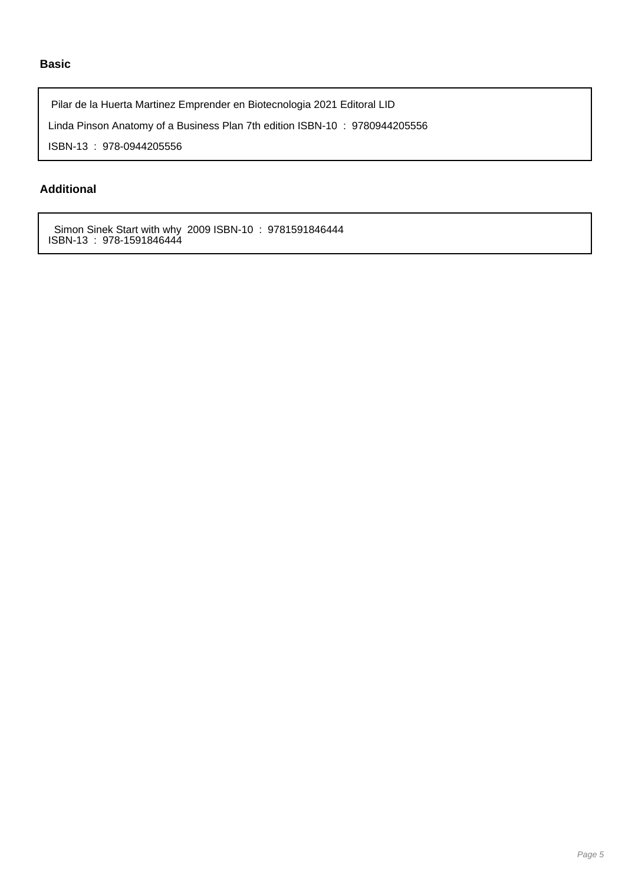### Basic

Pilar de la Huerta Martinez Emprender en Biotecnologia 2021 Editoral LID

Linda Pinson Anatomy of a Business Plan 7th edition ISBN-10 : 9780944205556

ISBN-13 : 978-0944205556

### Additional

Simon Sinek Start with why 2009 ISBN-10 : 9781591846444
ISBN-13 : 978-1591846444